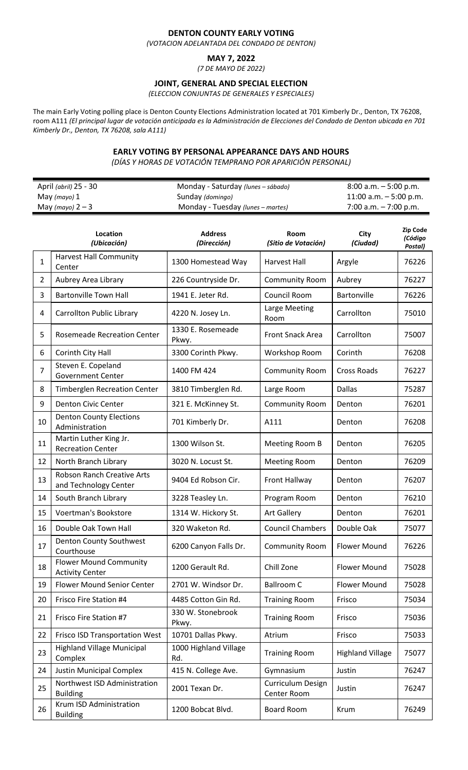# DENTON COUNTY EARLY VOTING

*(VOTACION ADELANTADA DEL CONDADO DE DENTON)*

## MAY 7, 2022

*(7 DE MAYO DE 2022)*

## JOINT, GENERAL AND SPECIAL ELECTION

*(ELECCION CONJUNTAS DE GENERALES Y ESPECIALES)*

The main Early Voting polling place is Denton County Elections Administration located at 701 Kimberly Dr., Denton, TX 76208, room A111 *(El principal lugar de votación anticipada es la Administración de Elecciones del Condado de Denton ubicada en 701 Kimberly Dr., Denton, TX 76208, sala A111)*

### EARLY VOTING BY PERSONAL APPEARANCE DAYS AND HOURS

*(DÍAS Y HORAS DE VOTACIÓN TEMPRANO POR APARICIÓN PERSONAL)*

| | | |
|---|---|---|
| April *(abril)* 25 - 30 | Monday - Saturday *(lunes – sábado)* | 8:00 a.m. – 5:00 p.m. |
| May *(mayo)* 1 | Sunday *(domingo)* | 11:00 a.m. – 5:00 p.m. |
| May *(mayo)* 2 – 3 | Monday - Tuesday *(lunes – martes)* | 7:00 a.m. – 7:00 p.m. |

| | Location *(Ubicación)* | Address *(Dirección)* | Room *(Sitio de Votación)* | City *(Ciudad)* | Zip Code *(Código Postal)* |
|---|---|---|---|---|---|
| 1 | Harvest Hall Community Center | 1300 Homestead Way | Harvest Hall | Argyle | 76226 |
| 2 | Aubrey Area Library | 226 Countryside Dr. | Community Room | Aubrey | 76227 |
| 3 | Bartonville Town Hall | 1941 E. Jeter Rd. | Council Room | Bartonville | 76226 |
| 4 | Carrollton Public Library | 4220 N. Josey Ln. | Large Meeting Room | Carrollton | 75010 |
| 5 | Rosemeade Recreation Center | 1330 E. Rosemeade Pkwy. | Front Snack Area | Carrollton | 75007 |
| 6 | Corinth City Hall | 3300 Corinth Pkwy. | Workshop Room | Corinth | 76208 |
| 7 | Steven E. Copeland Government Center | 1400 FM 424 | Community Room | Cross Roads | 76227 |
| 8 | Timberglen Recreation Center | 3810 Timberglen Rd. | Large Room | Dallas | 75287 |
| 9 | Denton Civic Center | 321 E. McKinney St. | Community Room | Denton | 76201 |
| 10 | Denton County Elections Administration | 701 Kimberly Dr. | A111 | Denton | 76208 |
| 11 | Martin Luther King Jr. Recreation Center | 1300 Wilson St. | Meeting Room B | Denton | 76205 |
| 12 | North Branch Library | 3020 N. Locust St. | Meeting Room | Denton | 76209 |
| 13 | Robson Ranch Creative Arts and Technology Center | 9404 Ed Robson Cir. | Front Hallway | Denton | 76207 |
| 14 | South Branch Library | 3228 Teasley Ln. | Program Room | Denton | 76210 |
| 15 | Voertman's Bookstore | 1314 W. Hickory St. | Art Gallery | Denton | 76201 |
| 16 | Double Oak Town Hall | 320 Waketon Rd. | Council Chambers | Double Oak | 75077 |
| 17 | Denton County Southwest Courthouse | 6200 Canyon Falls Dr. | Community Room | Flower Mound | 76226 |
| 18 | Flower Mound Community Activity Center | 1200 Gerault Rd. | Chill Zone | Flower Mound | 75028 |
| 19 | Flower Mound Senior Center | 2701 W. Windsor Dr. | Ballroom C | Flower Mound | 75028 |
| 20 | Frisco Fire Station #4 | 4485 Cotton Gin Rd. | Training Room | Frisco | 75034 |
| 21 | Frisco Fire Station #7 | 330 W. Stonebrook Pkwy. | Training Room | Frisco | 75036 |
| 22 | Frisco ISD Transportation West | 10701 Dallas Pkwy. | Atrium | Frisco | 75033 |
| 23 | Highland Village Municipal Complex | 1000 Highland Village Rd. | Training Room | Highland Village | 75077 |
| 24 | Justin Municipal Complex | 415 N. College Ave. | Gymnasium | Justin | 76247 |
| 25 | Northwest ISD Administration Building | 2001 Texan Dr. | Curriculum Design Center Room | Justin | 76247 |
| 26 | Krum ISD Administration Building | 1200 Bobcat Blvd. | Board Room | Krum | 76249 |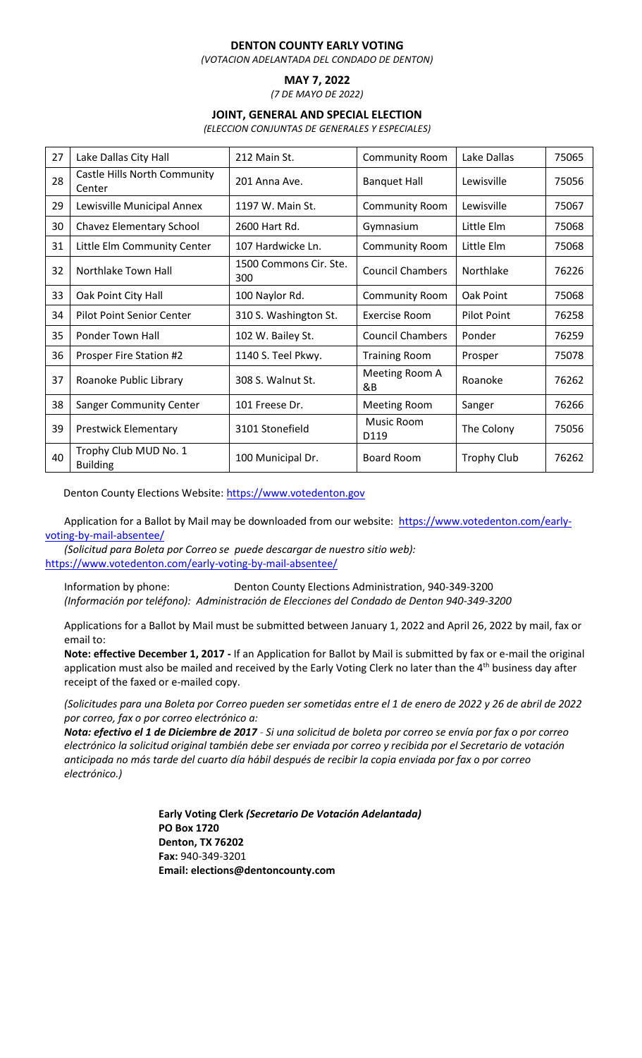**DENTON COUNTY EARLY VOTING**

*(VOTACION ADELANTADA DEL CONDADO DE DENTON)*

**MAY 7, 2022**

*(7 DE MAYO DE 2022)*

**JOINT, GENERAL AND SPECIAL ELECTION**

*(ELECCION CONJUNTAS DE GENERALES Y ESPECIALES)*

| | | | | | |
|---|---|---|---|---|---|
| 27 | Lake Dallas City Hall | 212 Main St. | Community Room | Lake Dallas | 75065 |
| 28 | Castle Hills North Community Center | 201 Anna Ave. | Banquet Hall | Lewisville | 75056 |
| 29 | Lewisville Municipal Annex | 1197 W. Main St. | Community Room | Lewisville | 75067 |
| 30 | Chavez Elementary School | 2600 Hart Rd. | Gymnasium | Little Elm | 75068 |
| 31 | Little Elm Community Center | 107 Hardwicke Ln. | Community Room | Little Elm | 75068 |
| 32 | Northlake Town Hall | 1500 Commons Cir. Ste. 300 | Council Chambers | Northlake | 76226 |
| 33 | Oak Point City Hall | 100 Naylor Rd. | Community Room | Oak Point | 75068 |
| 34 | Pilot Point Senior Center | 310 S. Washington St. | Exercise Room | Pilot Point | 76258 |
| 35 | Ponder Town Hall | 102 W. Bailey St. | Council Chambers | Ponder | 76259 |
| 36 | Prosper Fire Station #2 | 1140 S. Teel Pkwy. | Training Room | Prosper | 75078 |
| 37 | Roanoke Public Library | 308 S. Walnut St. | Meeting Room A &B | Roanoke | 76262 |
| 38 | Sanger Community Center | 101 Freese Dr. | Meeting Room | Sanger | 76266 |
| 39 | Prestwick Elementary | 3101 Stonefield | Music Room D119 | The Colony | 75056 |
| 40 | Trophy Club MUD No. 1 Building | 100 Municipal Dr. | Board Room | Trophy Club | 76262 |

Denton County Elections Website: https://www.votedenton.gov

Application for a Ballot by Mail may be downloaded from our website: https://www.votedenton.com/early-voting-by-mail-absentee/

*(Solicitud para Boleta por Correo se puede descargar de nuestro sitio web):* https://www.votedenton.com/early-voting-by-mail-absentee/

Information by phone: Denton County Elections Administration, 940-349-3200

*(Información por teléfono): Administración de Elecciones del Condado de Denton 940-349-3200*

Applications for a Ballot by Mail must be submitted between January 1, 2022 and April 26, 2022 by mail, fax or email to:

**Note: effective December 1, 2017 -** If an Application for Ballot by Mail is submitted by fax or e-mail the original application must also be mailed and received by the Early Voting Clerk no later than the 4th business day after receipt of the faxed or e-mailed copy.

*(Solicitudes para una Boleta por Correo pueden ser sometidas entre el 1 de enero de 2022 y 26 de abril de 2022 por correo, fax o por correo electrónico a:*

***Nota: efectivo el 1 de Diciembre de 2017** - Si una solicitud de boleta por correo se envía por fax o por correo electrónico la solicitud original también debe ser enviada por correo y recibida por el Secretario de votación anticipada no más tarde del cuarto día hábil después de recibir la copia enviada por fax o por correo electrónico.)*

**Early Voting Clerk *(Secretario De Votación Adelantada)***
**PO Box 1720**
**Denton, TX 76202**
**Fax:** 940-349-3201
**Email: elections@dentoncounty.com**